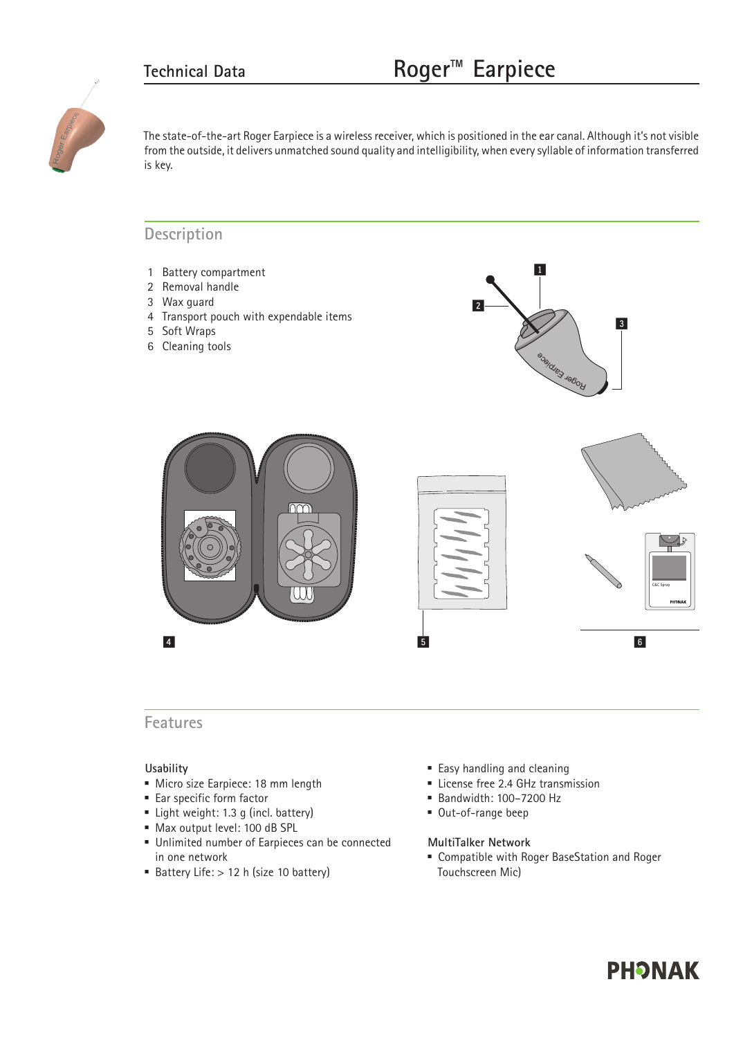Technical Data

# Roger™ Earpiece

The state-of-the-art Roger Earpiece is a wireless receiver, which is positioned in the ear canal. Although it's not visible from the outside, it delivers unmatched sound quality and intelligibility, when every syllable of information transferred is key.

## Description

1. Battery compartment
2. Removal handle
3. Wax guard
4. Transport pouch with expendable items
5. Soft Wraps
6. Cleaning tools

## Features

### Usability

- Micro size Earpiece: 18 mm length
- Ear specific form factor
- Light weight: 1.3 g (incl. battery)
- Max output level: 100 dB SPL
- Unlimited number of Earpieces can be connected in one network
- Battery Life: > 12 h (size 10 battery)
- Easy handling and cleaning
- License free 2.4 GHz transmission
- Bandwidth: 100–7200 Hz
- Out-of-range beep

### MultiTalker Network

- Compatible with Roger BaseStation and Roger Touchscreen Mic)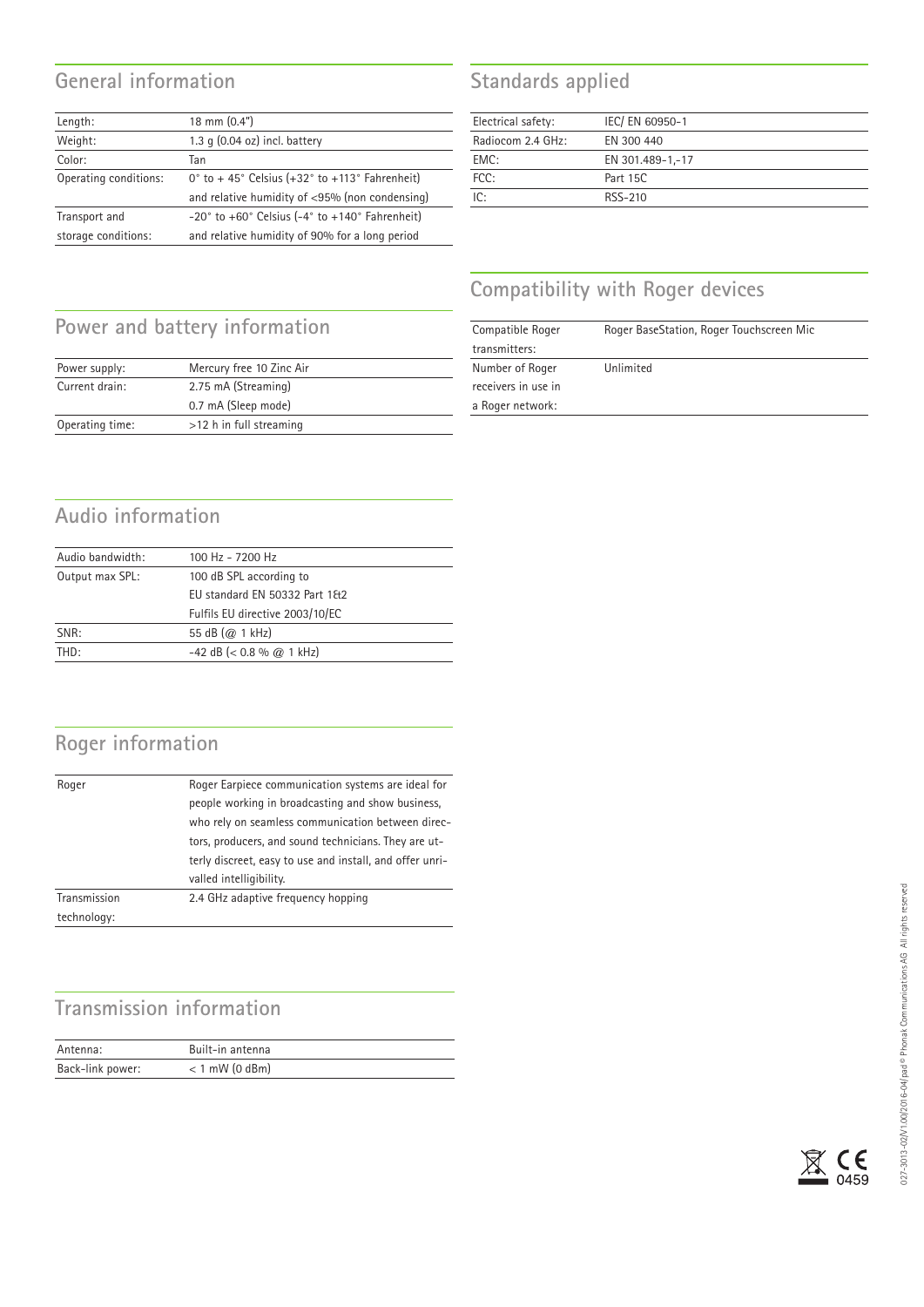## General information

| | |
|---|---|
| Length: | 18 mm (0.4") |
| Weight: | 1.3 g (0.04 oz) incl. battery |
| Color: | Tan |
| Operating conditions: | 0° to + 45° Celsius (+32° to +113° Fahrenheit) and relative humidity of <95% (non condensing) |
| Transport and storage conditions: | -20° to +60° Celsius (-4° to +140° Fahrenheit) and relative humidity of 90% for a long period |

## Power and battery information

| | |
|---|---|
| Power supply: | Mercury free 10 Zinc Air |
| Current drain: | 2.75 mA (Streaming)<br>0.7 mA (Sleep mode) |
| Operating time: | >12 h in full streaming |

## Audio information

| | |
|---|---|
| Audio bandwidth: | 100 Hz - 7200 Hz |
| Output max SPL: | 100 dB SPL according to EU standard EN 50332 Part 1&2<br>Fulfils EU directive 2003/10/EC |
| SNR: | 55 dB (@ 1 kHz) |
| THD: | -42 dB (< 0.8 % @ 1 kHz) |

## Roger information

| | |
|---|---|
| Roger | Roger Earpiece communication systems are ideal for people working in broadcasting and show business, who rely on seamless communication between directors, producers, and sound technicians. They are utterly discreet, easy to use and install, and offer unrivalled intelligibility. |
| Transmission technology: | 2.4 GHz adaptive frequency hopping |

## Transmission information

| | |
|---|---|
| Antenna: | Built-in antenna |
| Back-link power: | < 1 mW (0 dBm) |

## Standards applied

| | |
|---|---|
| Electrical safety: | IEC/ EN 60950-1 |
| Radiocom 2.4 GHz: | EN 300 440 |
| EMC: | EN 301.489-1,-17 |
| FCC: | Part 15C |
| IC: | RSS-210 |

## Compatibility with Roger devices

| | |
|---|---|
| Compatible Roger transmitters: | Roger BaseStation, Roger Touchscreen Mic |
| Number of Roger receivers in use in a Roger network: | Unlimited |

CE 0459

027-3013-02/V1.00/2016-04/pad © Phonak Communications AG All rights reserved